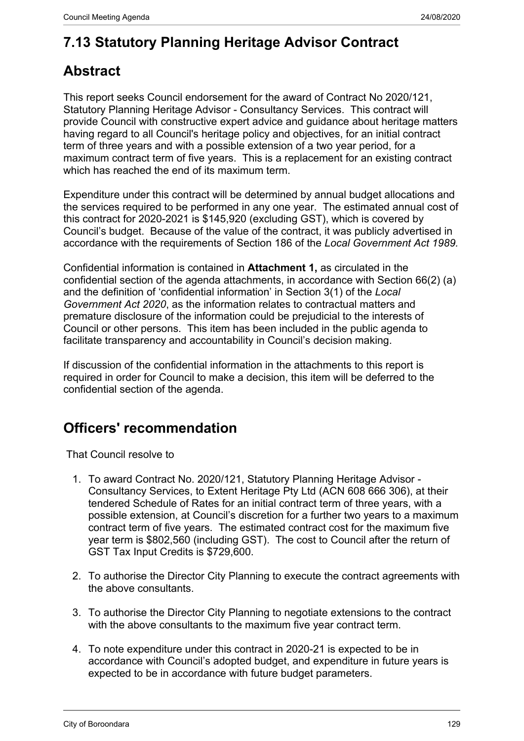# 7.13 Statutory Planning Heritage Advisor Contract

## Abstract

This report seeks Council endorsement for the award of Contract No 2020/121, Statutory Planning Heritage Advisor - Consultancy Services. This contract will provide Council with constructive expert advice and guidance about heritage matters having regard to all Council's heritage policy and objectives, for an initial contract term of three years and with a possible extension of a two year period, for a maximum contract term of five years. This is a replacement for an existing contract which has reached the end of its maximum term.

Expenditure under this contract will be determined by annual budget allocations and the services required to be performed in any one year. The estimated annual cost of this contract for 2020-2021 is $145,920 (excluding GST), which is covered by Council's budget. Because of the value of the contract, it was publicly advertised in accordance with the requirements of Section 186 of the *Local Government Act 1989.*

Confidential information is contained in **Attachment 1,** as circulated in the confidential section of the agenda attachments, in accordance with Section 66(2) (a) and the definition of 'confidential information' in Section 3(1) of the *Local Government Act 2020*, as the information relates to contractual matters and premature disclosure of the information could be prejudicial to the interests of Council or other persons. This item has been included in the public agenda to facilitate transparency and accountability in Council's decision making.

If discussion of the confidential information in the attachments to this report is required in order for Council to make a decision, this item will be deferred to the confidential section of the agenda.

## Officers' recommendation

That Council resolve to

1. To award Contract No. 2020/121, Statutory Planning Heritage Advisor - Consultancy Services, to Extent Heritage Pty Ltd (ACN 608 666 306), at their tendered Schedule of Rates for an initial contract term of three years, with a possible extension, at Council's discretion for a further two years to a maximum contract term of five years. The estimated contract cost for the maximum five year term is $802,560 (including GST). The cost to Council after the return of GST Tax Input Credits is $729,600.

2. To authorise the Director City Planning to execute the contract agreements with the above consultants.

3. To authorise the Director City Planning to negotiate extensions to the contract with the above consultants to the maximum five year contract term.

4. To note expenditure under this contract in 2020-21 is expected to be in accordance with Council's adopted budget, and expenditure in future years is expected to be in accordance with future budget parameters.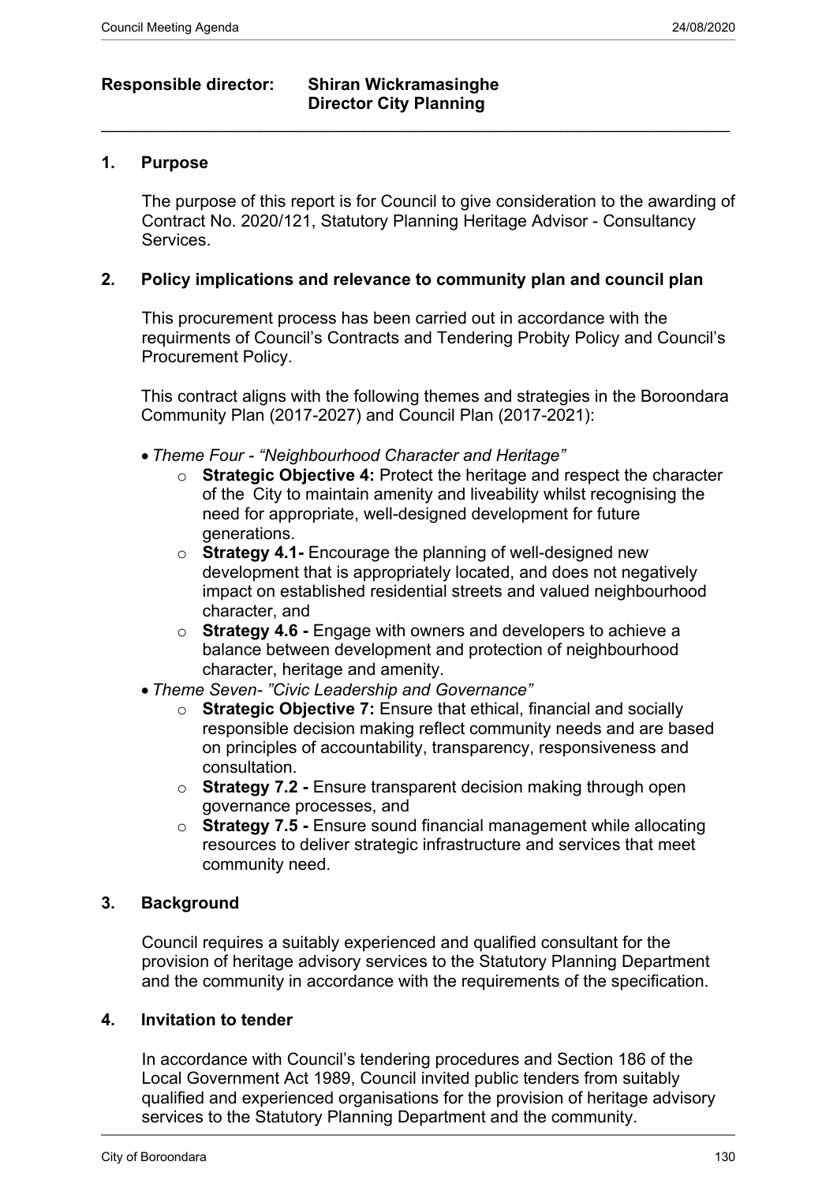**Responsible director:** **Shiran Wickramasinghe**
**Director City Planning**

---

## 1. Purpose

The purpose of this report is for Council to give consideration to the awarding of Contract No. 2020/121, Statutory Planning Heritage Advisor - Consultancy Services.

## 2. Policy implications and relevance to community plan and council plan

This procurement process has been carried out in accordance with the requirments of Council's Contracts and Tendering Probity Policy and Council's Procurement Policy.

This contract aligns with the following themes and strategies in the Boroondara Community Plan (2017-2027) and Council Plan (2017-2021):

- *Theme Four - "Neighbourhood Character and Heritage"*
  - **Strategic Objective 4:** Protect the heritage and respect the character of the City to maintain amenity and liveability whilst recognising the need for appropriate, well-designed development for future generations.
  - **Strategy 4.1-** Encourage the planning of well-designed new development that is appropriately located, and does not negatively impact on established residential streets and valued neighbourhood character, and
  - **Strategy 4.6 -** Engage with owners and developers to achieve a balance between development and protection of neighbourhood character, heritage and amenity.
- *Theme Seven- "Civic Leadership and Governance"*
  - **Strategic Objective 7:** Ensure that ethical, financial and socially responsible decision making reflect community needs and are based on principles of accountability, transparency, responsiveness and consultation.
  - **Strategy 7.2 -** Ensure transparent decision making through open governance processes, and
  - **Strategy 7.5 -** Ensure sound financial management while allocating resources to deliver strategic infrastructure and services that meet community need.

## 3. Background

Council requires a suitably experienced and qualified consultant for the provision of heritage advisory services to the Statutory Planning Department and the community in accordance with the requirements of the specification.

## 4. Invitation to tender

In accordance with Council's tendering procedures and Section 186 of the Local Government Act 1989, Council invited public tenders from suitably qualified and experienced organisations for the provision of heritage advisory services to the Statutory Planning Department and the community.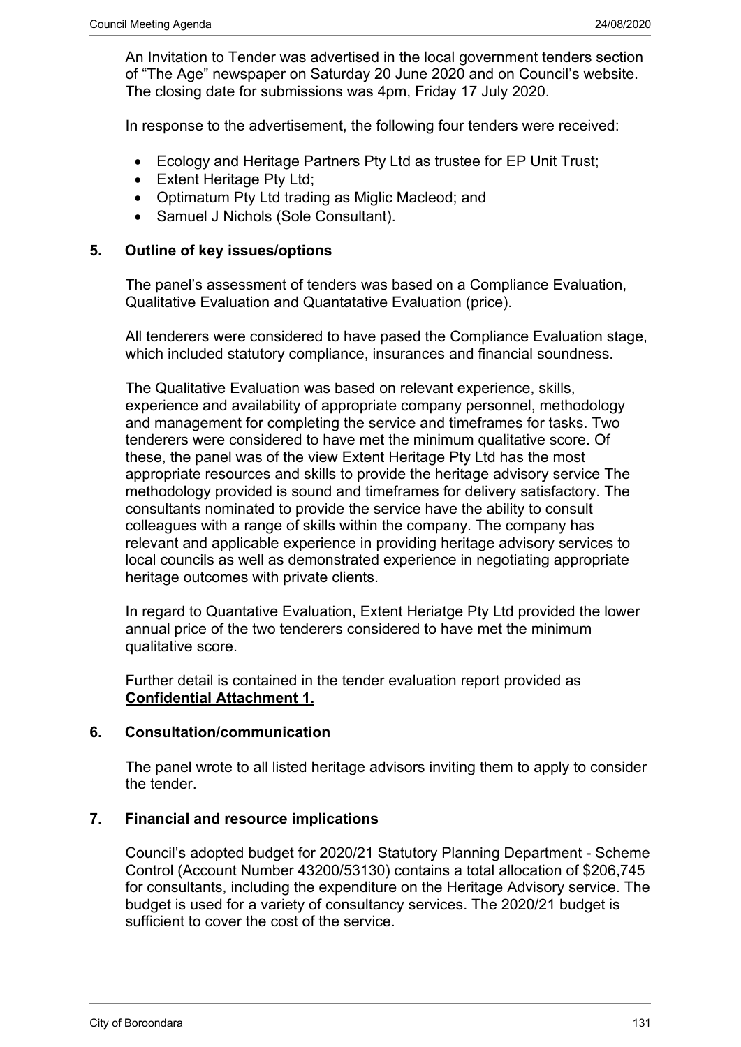An Invitation to Tender was advertised in the local government tenders section of "The Age" newspaper on Saturday 20 June 2020 and on Council's website. The closing date for submissions was 4pm, Friday 17 July 2020.

In response to the advertisement, the following four tenders were received:

- Ecology and Heritage Partners Pty Ltd as trustee for EP Unit Trust;
- Extent Heritage Pty Ltd;
- Optimatum Pty Ltd trading as Miglic Macleod; and
- Samuel J Nichols (Sole Consultant).

## 5. Outline of key issues/options

The panel's assessment of tenders was based on a Compliance Evaluation, Qualitative Evaluation and Quantatative Evaluation (price).

All tenderers were considered to have pased the Compliance Evaluation stage, which included statutory compliance, insurances and financial soundness.

The Qualitative Evaluation was based on relevant experience, skills, experience and availability of appropriate company personnel, methodology and management for completing the service and timeframes for tasks. Two tenderers were considered to have met the minimum qualitative score. Of these, the panel was of the view Extent Heritage Pty Ltd has the most appropriate resources and skills to provide the heritage advisory service The methodology provided is sound and timeframes for delivery satisfactory. The consultants nominated to provide the service have the ability to consult colleagues with a range of skills within the company. The company has relevant and applicable experience in providing heritage advisory services to local councils as well as demonstrated experience in negotiating appropriate heritage outcomes with private clients.

In regard to Quantative Evaluation, Extent Heriatge Pty Ltd provided the lower annual price of the two tenderers considered to have met the minimum qualitative score.

Further detail is contained in the tender evaluation report provided as **Confidential Attachment 1.**

## 6. Consultation/communication

The panel wrote to all listed heritage advisors inviting them to apply to consider the tender.

## 7. Financial and resource implications

Council's adopted budget for 2020/21 Statutory Planning Department - Scheme Control (Account Number 43200/53130) contains a total allocation of $206,745 for consultants, including the expenditure on the Heritage Advisory service. The budget is used for a variety of consultancy services. The 2020/21 budget is sufficient to cover the cost of the service.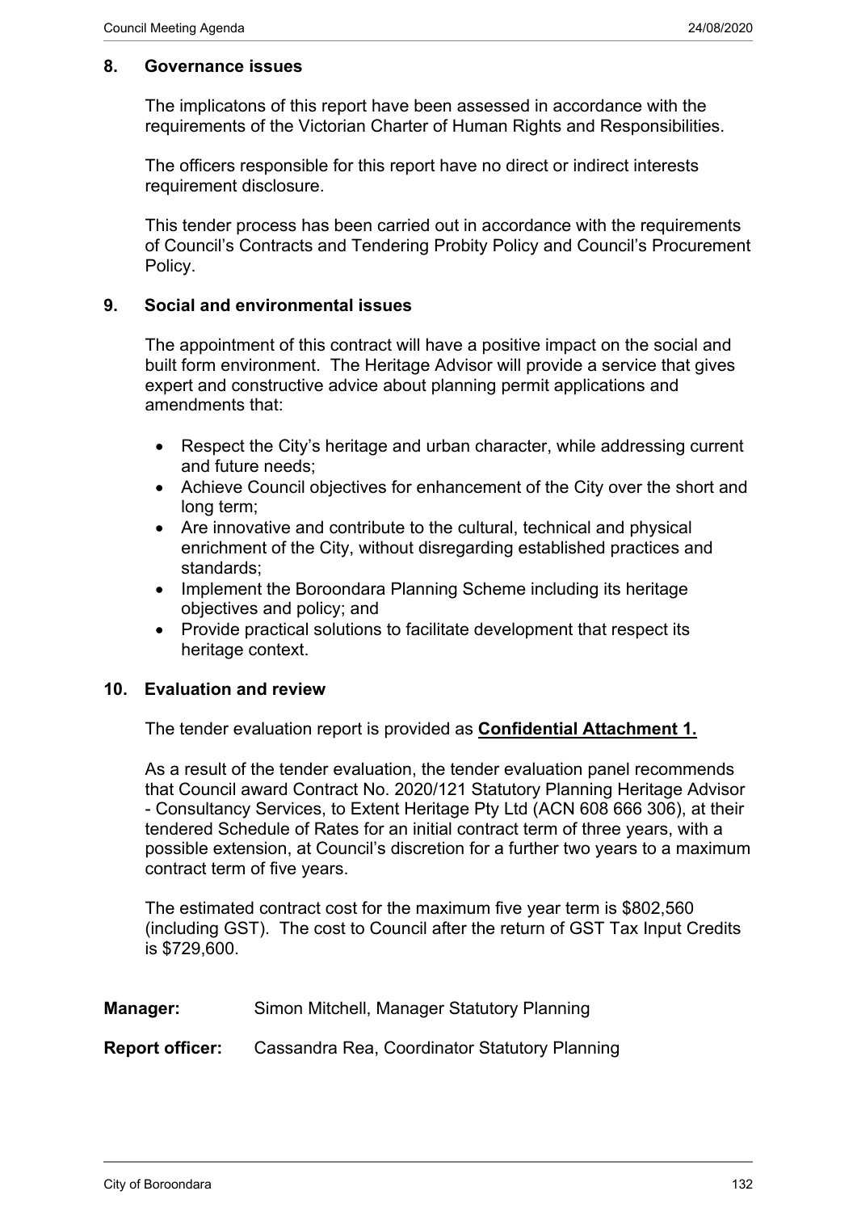## 8. Governance issues

The implicatons of this report have been assessed in accordance with the requirements of the Victorian Charter of Human Rights and Responsibilities.

The officers responsible for this report have no direct or indirect interests requirement disclosure.

This tender process has been carried out in accordance with the requirements of Council's Contracts and Tendering Probity Policy and Council's Procurement Policy.

## 9. Social and environmental issues

The appointment of this contract will have a positive impact on the social and built form environment. The Heritage Advisor will provide a service that gives expert and constructive advice about planning permit applications and amendments that:

- Respect the City's heritage and urban character, while addressing current and future needs;
- Achieve Council objectives for enhancement of the City over the short and long term;
- Are innovative and contribute to the cultural, technical and physical enrichment of the City, without disregarding established practices and standards;
- Implement the Boroondara Planning Scheme including its heritage objectives and policy; and
- Provide practical solutions to facilitate development that respect its heritage context.

## 10. Evaluation and review

The tender evaluation report is provided as **Confidential Attachment 1.**

As a result of the tender evaluation, the tender evaluation panel recommends that Council award Contract No. 2020/121 Statutory Planning Heritage Advisor - Consultancy Services, to Extent Heritage Pty Ltd (ACN 608 666 306), at their tendered Schedule of Rates for an initial contract term of three years, with a possible extension, at Council's discretion for a further two years to a maximum contract term of five years.

The estimated contract cost for the maximum five year term is $802,560 (including GST). The cost to Council after the return of GST Tax Input Credits is $729,600.

**Manager:** Simon Mitchell, Manager Statutory Planning

**Report officer:** Cassandra Rea, Coordinator Statutory Planning